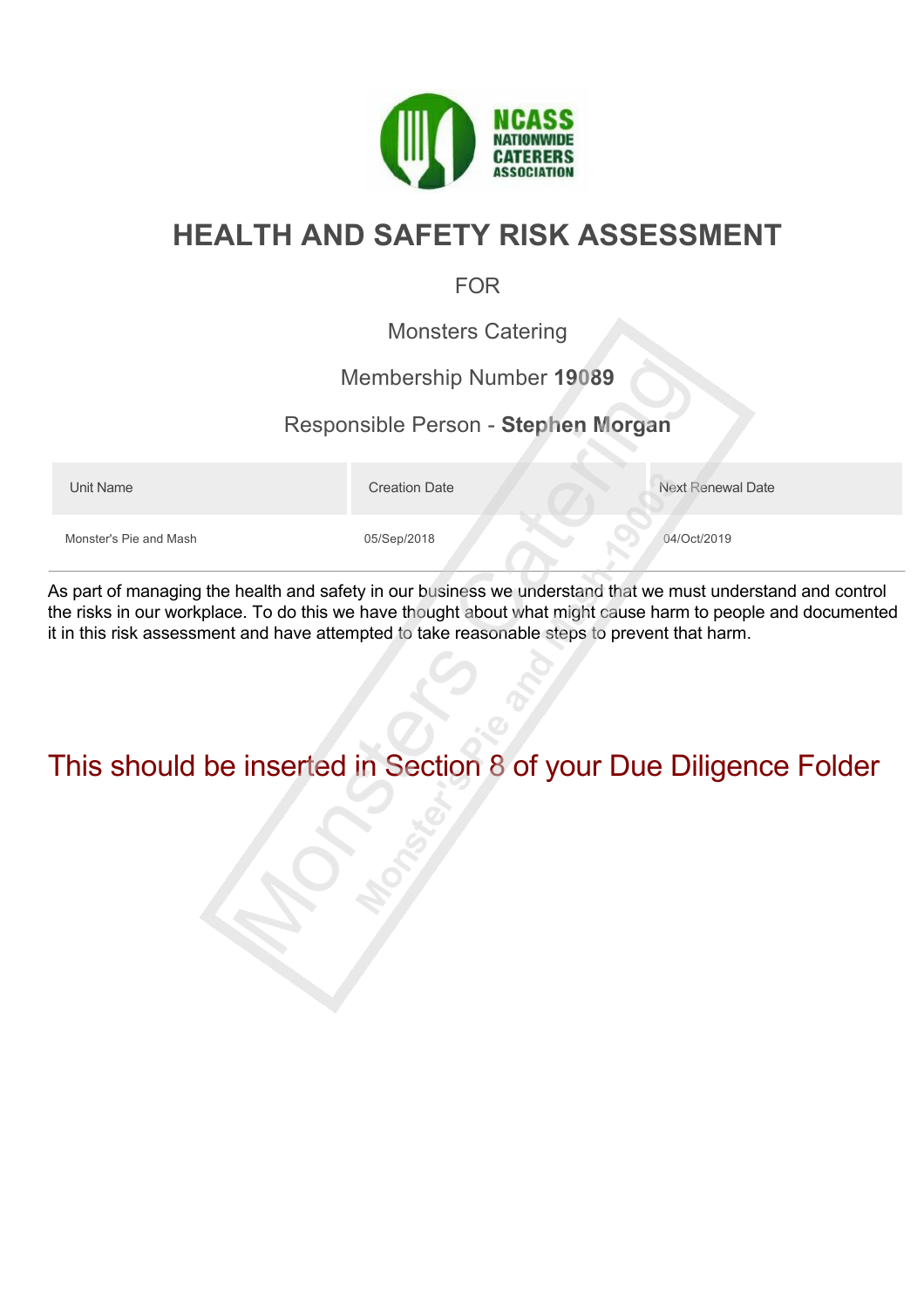# HEALTH AND SAFETY RISK ASSESSMENT

FOR

Monsters Catering

Membership Number **19089**

Responsible Person - **Stephen Morgan**

| Unit Name | Creation Date | Next Renewal Date |
| --- | --- | --- |
| Monster's Pie and Mash | 05/Sep/2018 | 04/Oct/2019 |

As part of managing the health and safety in our business we understand that we must understand and control the risks in our workplace. To do this we have thought about what might cause harm to people and documented it in this risk assessment and have attempted to take reasonable steps to prevent that harm.

This should be inserted in Section 8 of your Due Diligence Folder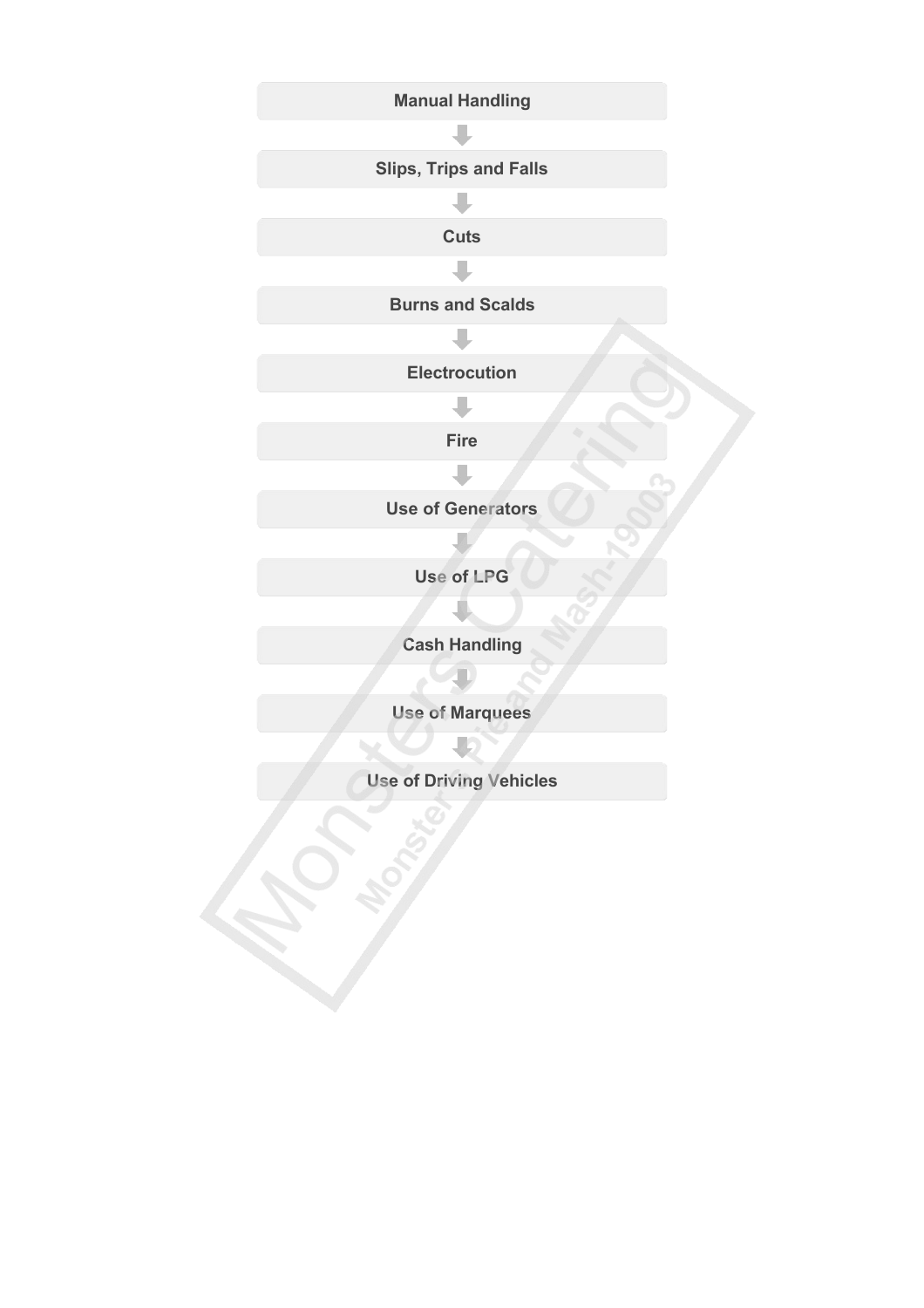Manual Handling

↓

Slips, Trips and Falls

↓

Cuts

↓

Burns and Scalds

↓

Electrocution

↓

Fire

↓

Use of Generators

↓

Use of LPG

↓

Cash Handling

↓

Use of Marquees

↓

Use of Driving Vehicles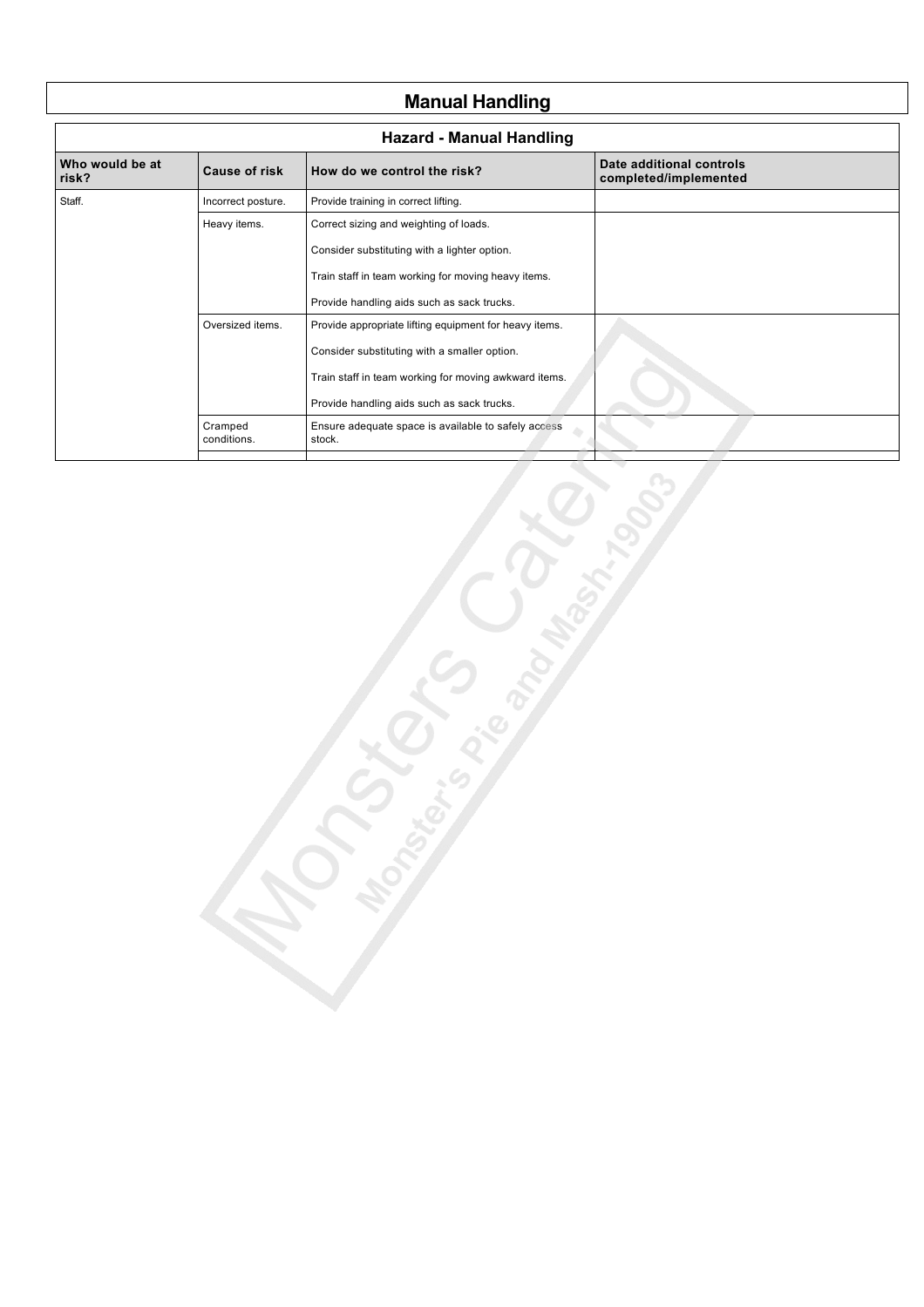# Manual Handling

## Hazard - Manual Handling

| Who would be at risk? | Cause of risk | How do we control the risk? | Date additional controls completed/implemented |
|---|---|---|---|
| Staff. | Incorrect posture. | Provide training in correct lifting. | |
| | Heavy items. | Correct sizing and weighting of loads.<br>Consider substituting with a lighter option.<br>Train staff in team working for moving heavy items.<br>Provide handling aids such as sack trucks. | |
| | Oversized items. | Provide appropriate lifting equipment for heavy items.<br>Consider substituting with a smaller option.<br>Train staff in team working for moving awkward items.<br>Provide handling aids such as sack trucks. | |
| | Cramped conditions. | Ensure adequate space is available to safely access stock. | |
| | | | |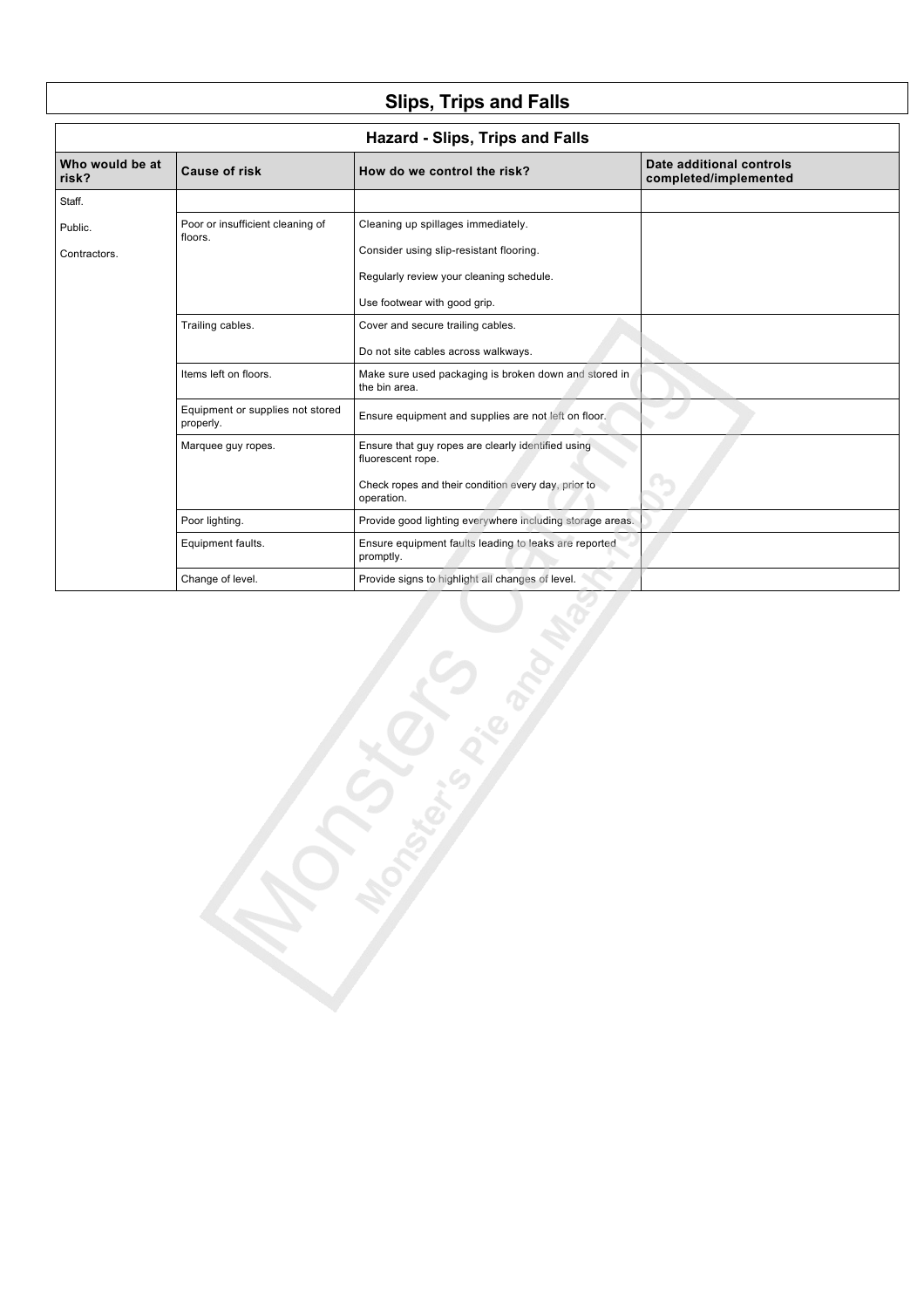# Slips, Trips and Falls

| Hazard - Slips, Trips and Falls | | | |
|---|---|---|---|
| **Who would be at risk?** | **Cause of risk** | **How do we control the risk?** | **Date additional controls completed/implemented** |
| Staff. | | | |
| Public.<br><br>Contractors. | Poor or insufficient cleaning of floors. | Cleaning up spillages immediately.<br><br>Consider using slip-resistant flooring.<br><br>Regularly review your cleaning schedule.<br><br>Use footwear with good grip. | |
| | Trailing cables. | Cover and secure trailing cables.<br><br>Do not site cables across walkways. | |
| | Items left on floors. | Make sure used packaging is broken down and stored in the bin area. | |
| | Equipment or supplies not stored properly. | Ensure equipment and supplies are not left on floor. | |
| | Marquee guy ropes. | Ensure that guy ropes are clearly identified using fluorescent rope.<br><br>Check ropes and their condition every day, prior to operation. | |
| | Poor lighting. | Provide good lighting everywhere including storage areas. | |
| | Equipment faults. | Ensure equipment faults leading to leaks are reported promptly. | |
| | Change of level. | Provide signs to highlight all changes of level. | |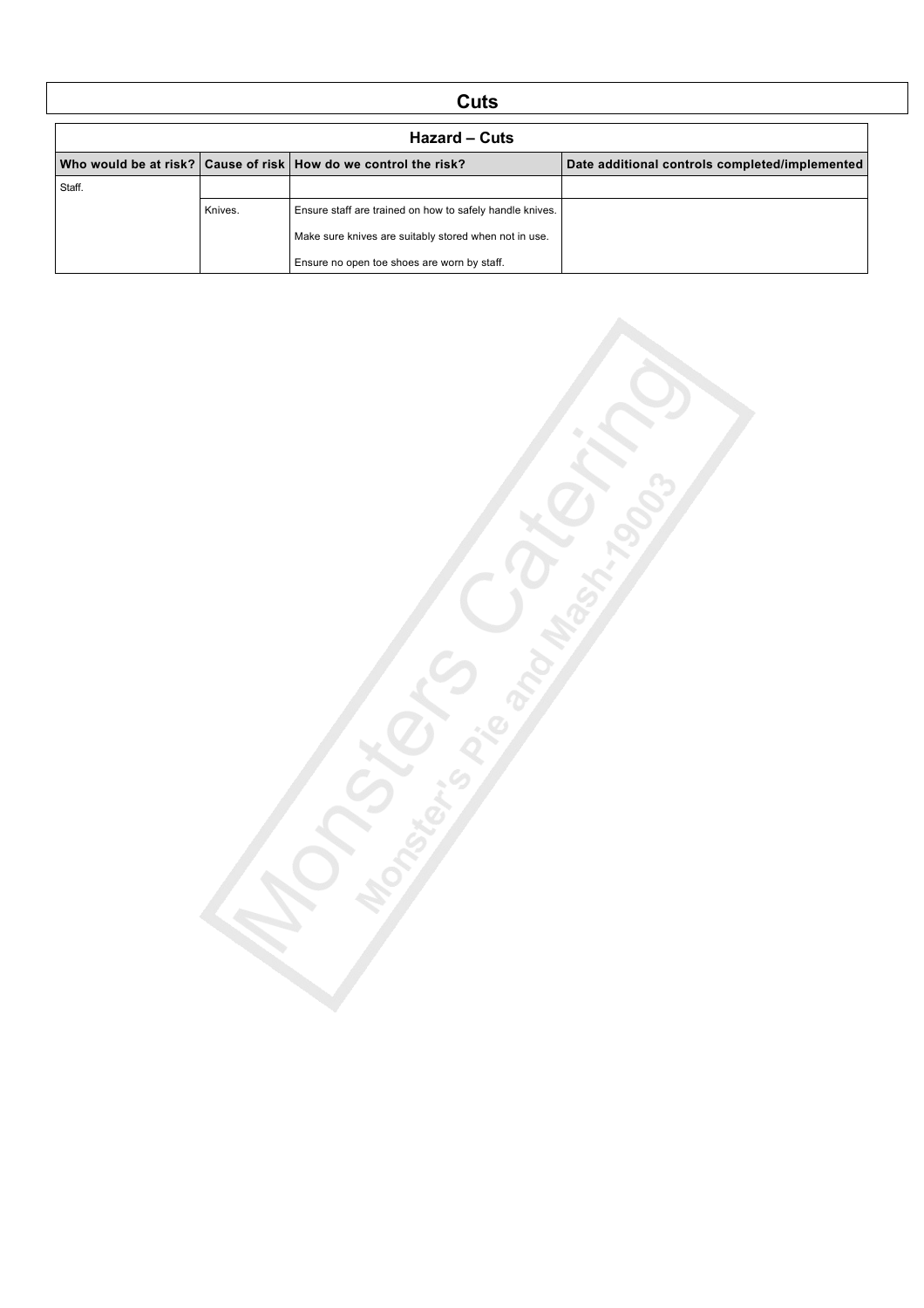# Cuts

| Hazard – Cuts | | | |
|---|---|---|---|
| **Who would be at risk?** | **Cause of risk** | **How do we control the risk?** | **Date additional controls completed/implemented** |
| Staff. | | | |
| | Knives. | Ensure staff are trained on how to safely handle knives. | |
| | | Make sure knives are suitably stored when not in use. | |
| | | Ensure no open toe shoes are worn by staff. | |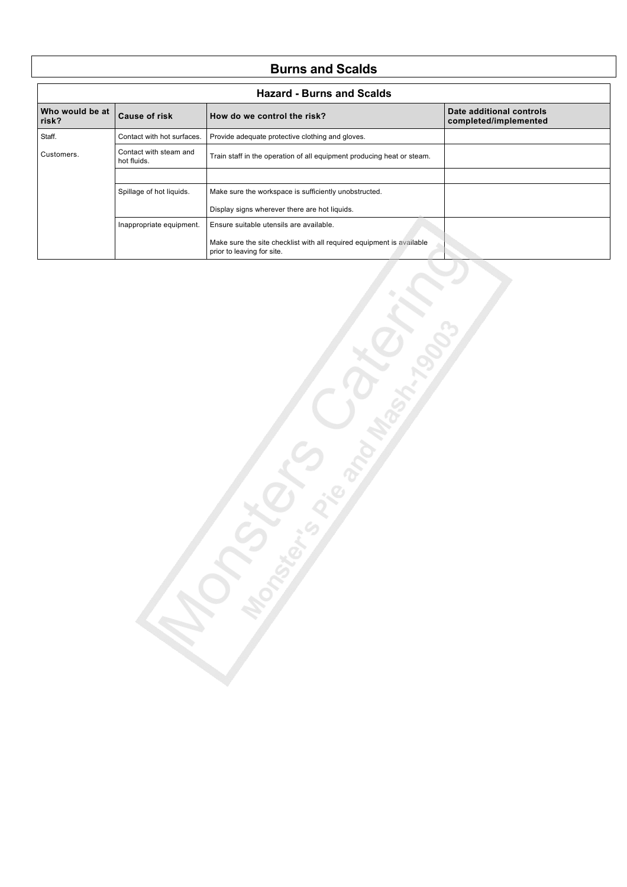# Burns and Scalds

| Hazard - Burns and Scalds | | | |
|---|---|---|---|
| **Who would be at risk?** | **Cause of risk** | **How do we control the risk?** | **Date additional controls completed/implemented** |
| Staff. | Contact with hot surfaces. | Provide adequate protective clothing and gloves. | |
| Customers. | Contact with steam and hot fluids. | Train staff in the operation of all equipment producing heat or steam. | |
| | | | |
| | Spillage of hot liquids. | Make sure the workspace is sufficiently unobstructed.<br><br>Display signs wherever there are hot liquids. | |
| | Inappropriate equipment. | Ensure suitable utensils are available.<br><br>Make sure the site checklist with all required equipment is available prior to leaving for site. | |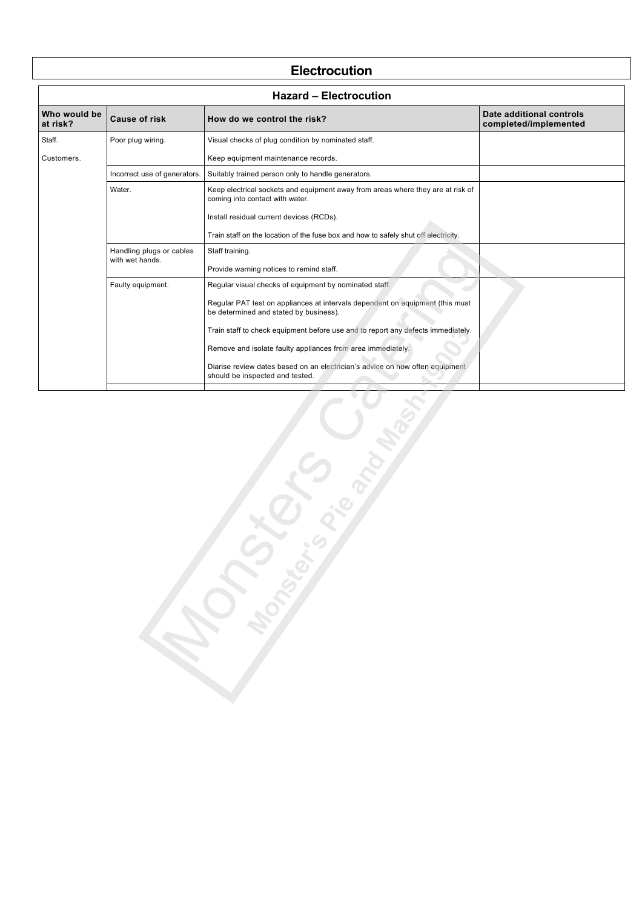# Electrocution

| Hazard – Electrocution | | | |
|---|---|---|---|
| **Who would be at risk?** | **Cause of risk** | **How do we control the risk?** | **Date additional controls completed/implemented** |
| Staff. | Poor plug wiring. | Visual checks of plug condition by nominated staff. | |
| Customers. | | Keep equipment maintenance records. | |
| | Incorrect use of generators. | Suitably trained person only to handle generators. | |
| | Water. | Keep electrical sockets and equipment away from areas where they are at risk of coming into contact with water. | |
| | | Install residual current devices (RCDs). | |
| | | Train staff on the location of the fuse box and how to safely shut off electricity. | |
| | Handling plugs or cables with wet hands. | Staff training. | |
| | | Provide warning notices to remind staff. | |
| | Faulty equipment. | Regular visual checks of equipment by nominated staff. | |
| | | Regular PAT test on appliances at intervals dependent on equipment (this must be determined and stated by business). | |
| | | Train staff to check equipment before use and to report any defects immediately. | |
| | | Remove and isolate faulty appliances from area immediately. | |
| | | Diarise review dates based on an electrician's advice on how often equipment should be inspected and tested. | |
| | | | |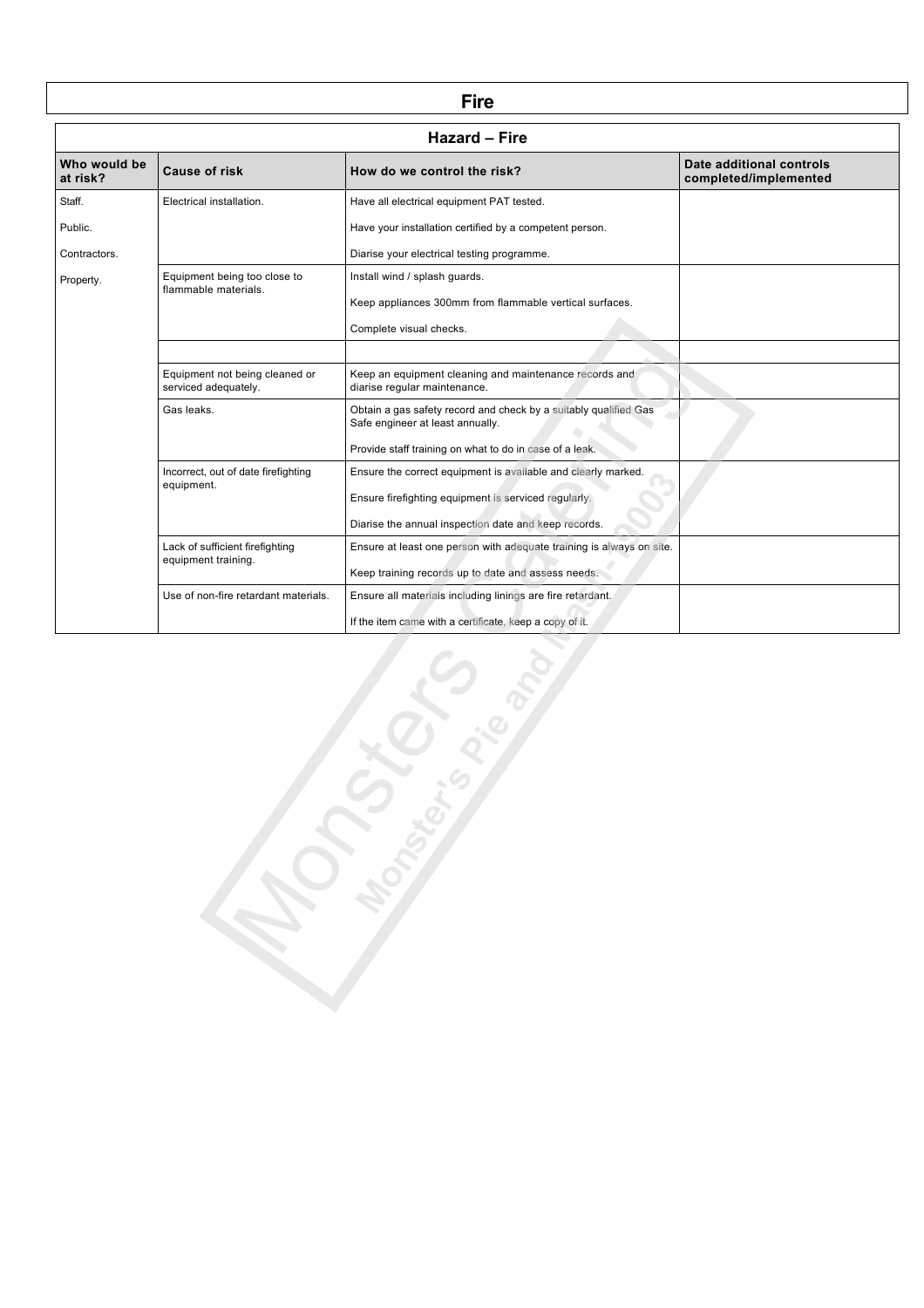# Fire

## Hazard – Fire

| Who would be at risk? | Cause of risk | How do we control the risk? | Date additional controls completed/implemented |
|---|---|---|---|
| Staff.<br><br>Public.<br><br>Contractors.<br><br>Property. | Electrical installation. | Have all electrical equipment PAT tested.<br><br>Have your installation certified by a competent person.<br><br>Diarise your electrical testing programme. | |
| | Equipment being too close to flammable materials. | Install wind / splash guards.<br><br>Keep appliances 300mm from flammable vertical surfaces.<br><br>Complete visual checks. | |
| | | | |
| | Equipment not being cleaned or serviced adequately. | Keep an equipment cleaning and maintenance records and diarise regular maintenance. | |
| | Gas leaks. | Obtain a gas safety record and check by a suitably qualified Gas Safe engineer at least annually.<br><br>Provide staff training on what to do in case of a leak. | |
| | Incorrect, out of date firefighting equipment. | Ensure the correct equipment is available and clearly marked.<br><br>Ensure firefighting equipment is serviced regularly.<br><br>Diarise the annual inspection date and keep records. | |
| | Lack of sufficient firefighting equipment training. | Ensure at least one person with adequate training is always on site.<br><br>Keep training records up to date and assess needs. | |
| | Use of non-fire retardant materials. | Ensure all materials including linings are fire retardant.<br><br>If the item came with a certificate, keep a copy of it. | |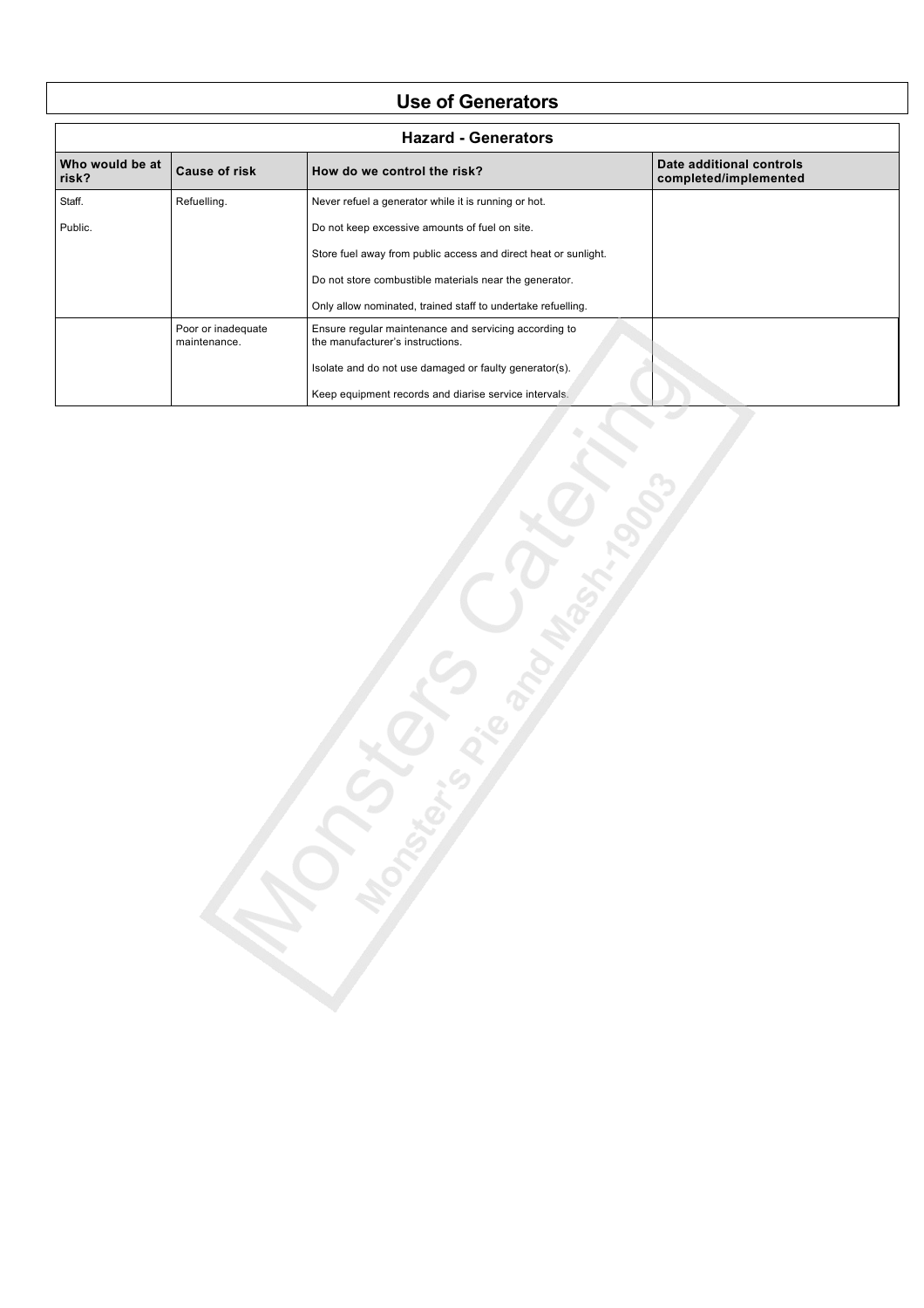# Use of Generators

| Hazard - Generators | | | |
|---|---|---|---|
| **Who would be at risk?** | **Cause of risk** | **How do we control the risk?** | **Date additional controls completed/implemented** |
| Staff. | Refuelling. | Never refuel a generator while it is running or hot. | |
| Public. | | Do not keep excessive amounts of fuel on site. | |
| | | Store fuel away from public access and direct heat or sunlight. | |
| | | Do not store combustible materials near the generator. | |
| | | Only allow nominated, trained staff to undertake refuelling. | |
| | Poor or inadequate maintenance. | Ensure regular maintenance and servicing according to the manufacturer's instructions. | |
| | | Isolate and do not use damaged or faulty generator(s). | |
| | | Keep equipment records and diarise service intervals. | |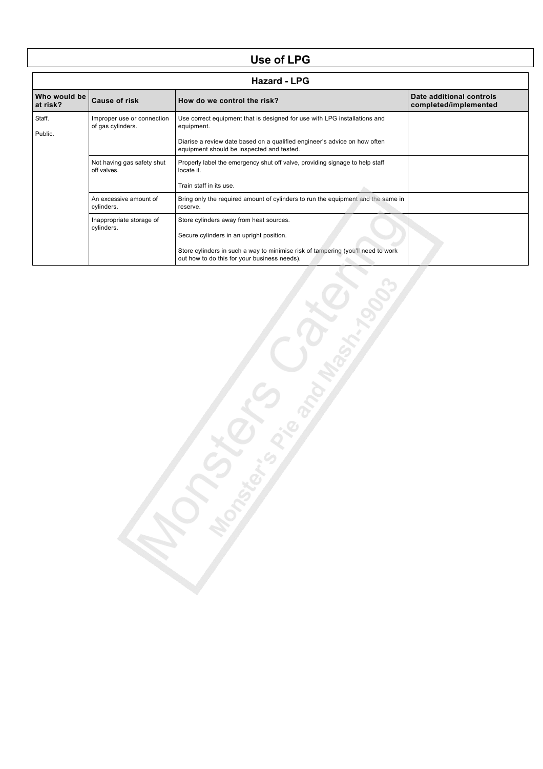# Use of LPG

| Hazard - LPG | | | |
|---|---|---|---|
| **Who would be at risk?** | **Cause of risk** | **How do we control the risk?** | **Date additional controls completed/implemented** |
| Staff.<br><br>Public. | Improper use or connection of gas cylinders. | Use correct equipment that is designed for use with LPG installations and equipment.<br><br>Diarise a review date based on a qualified engineer's advice on how often equipment should be inspected and tested. | |
| | Not having gas safety shut off valves. | Properly label the emergency shut off valve, providing signage to help staff locate it.<br><br>Train staff in its use. | |
| | An excessive amount of cylinders. | Bring only the required amount of cylinders to run the equipment and the same in reserve. | |
| | Inappropriate storage of cylinders. | Store cylinders away from heat sources.<br><br>Secure cylinders in an upright position.<br><br>Store cylinders in such a way to minimise risk of tampering (you'll need to work out how to do this for your business needs). | |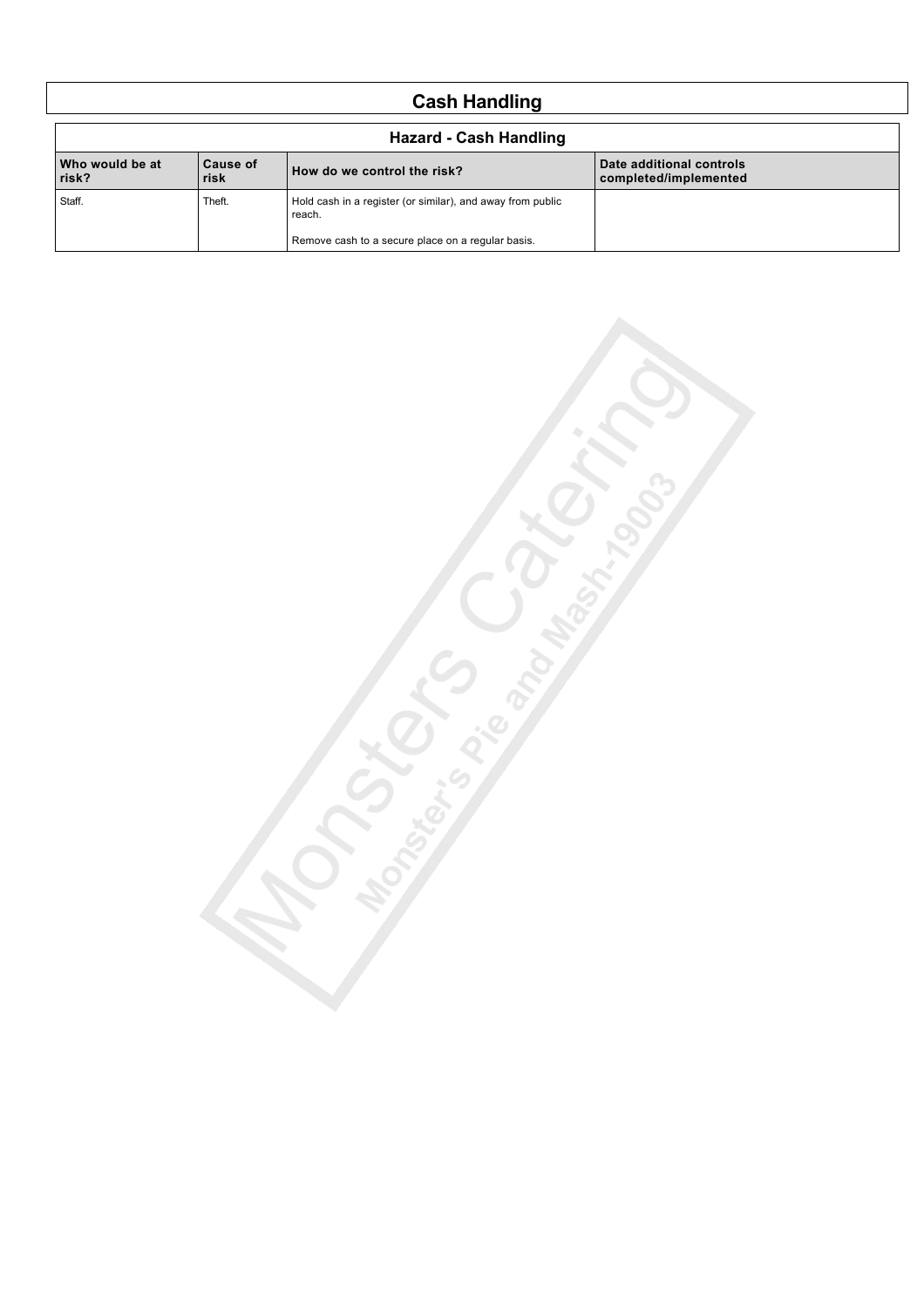# Cash Handling

## Hazard - Cash Handling

| Who would be at risk? | Cause of risk | How do we control the risk? | Date additional controls completed/implemented |
|---|---|---|---|
| Staff. | Theft. | Hold cash in a register (or similar), and away from public reach.<br><br>Remove cash to a secure place on a regular basis. | |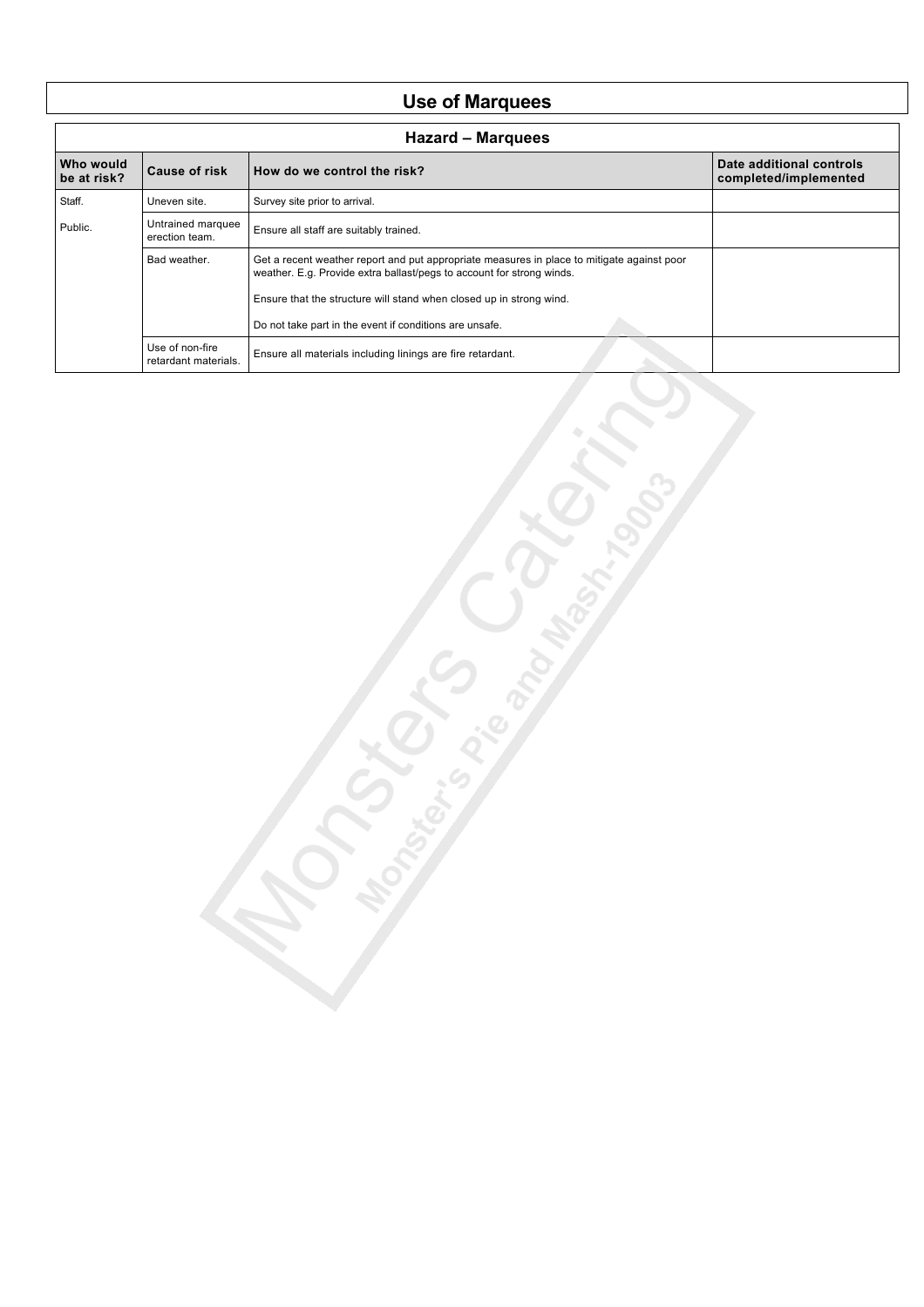# Use of Marquees

| Hazard – Marquees | | | |
|---|---|---|---|
| **Who would be at risk?** | **Cause of risk** | **How do we control the risk?** | **Date additional controls completed/implemented** |
| Staff.<br><br>Public. | Uneven site. | Survey site prior to arrival. | |
| | Untrained marquee erection team. | Ensure all staff are suitably trained. | |
| | Bad weather. | Get a recent weather report and put appropriate measures in place to mitigate against poor weather. E.g. Provide extra ballast/pegs to account for strong winds.<br><br>Ensure that the structure will stand when closed up in strong wind.<br><br>Do not take part in the event if conditions are unsafe. | |
| | Use of non-fire retardant materials. | Ensure all materials including linings are fire retardant. | |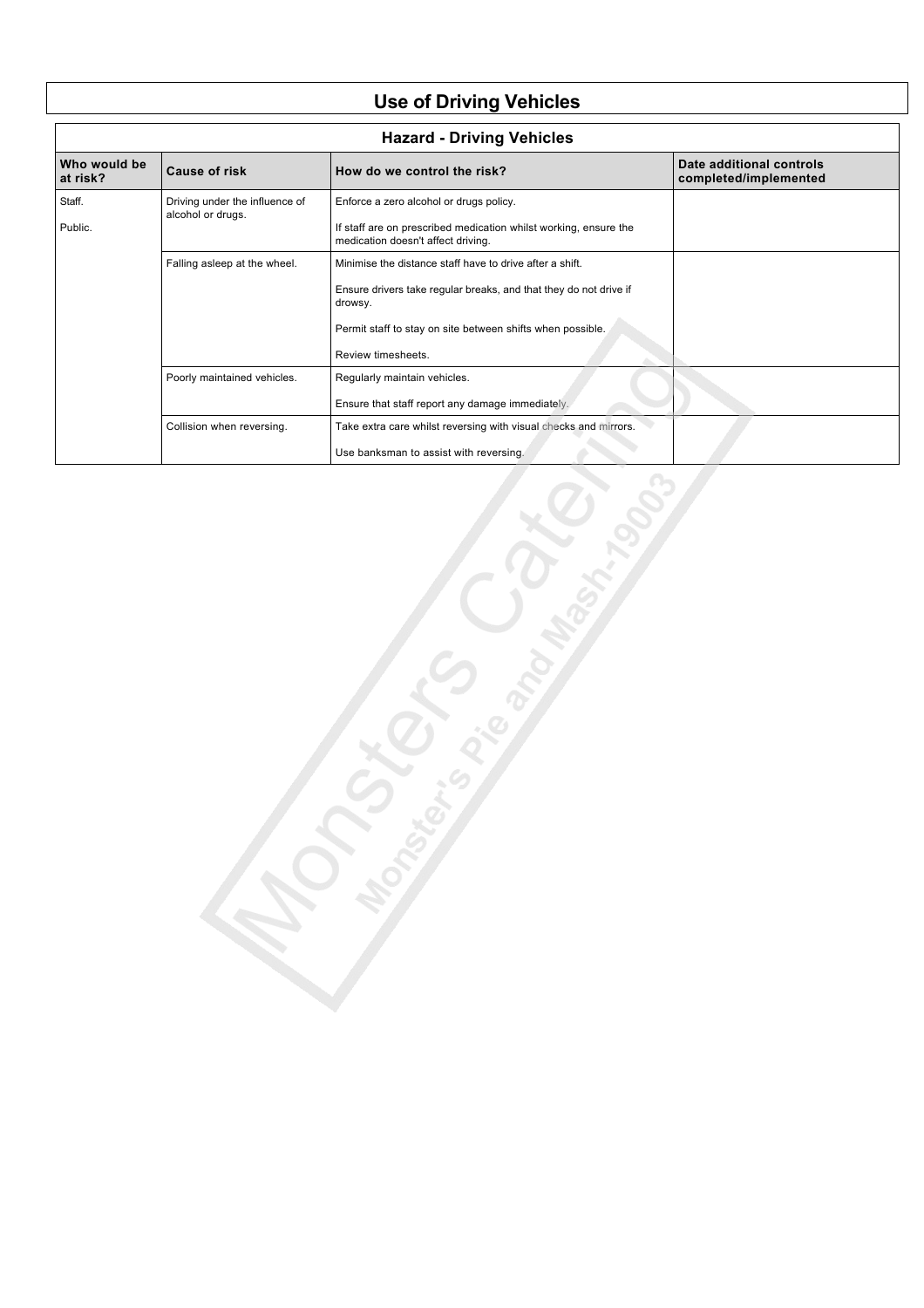# Use of Driving Vehicles

## Hazard - Driving Vehicles

| Who would be at risk? | Cause of risk | How do we control the risk? | Date additional controls completed/implemented |
|---|---|---|---|
| Staff.<br><br>Public. | Driving under the influence of alcohol or drugs. | Enforce a zero alcohol or drugs policy.<br><br>If staff are on prescribed medication whilst working, ensure the medication doesn't affect driving. | |
| | Falling asleep at the wheel. | Minimise the distance staff have to drive after a shift.<br><br>Ensure drivers take regular breaks, and that they do not drive if drowsy.<br><br>Permit staff to stay on site between shifts when possible.<br><br>Review timesheets. | |
| | Poorly maintained vehicles. | Regularly maintain vehicles.<br><br>Ensure that staff report any damage immediately. | |
| | Collision when reversing. | Take extra care whilst reversing with visual checks and mirrors.<br><br>Use banksman to assist with reversing. | |